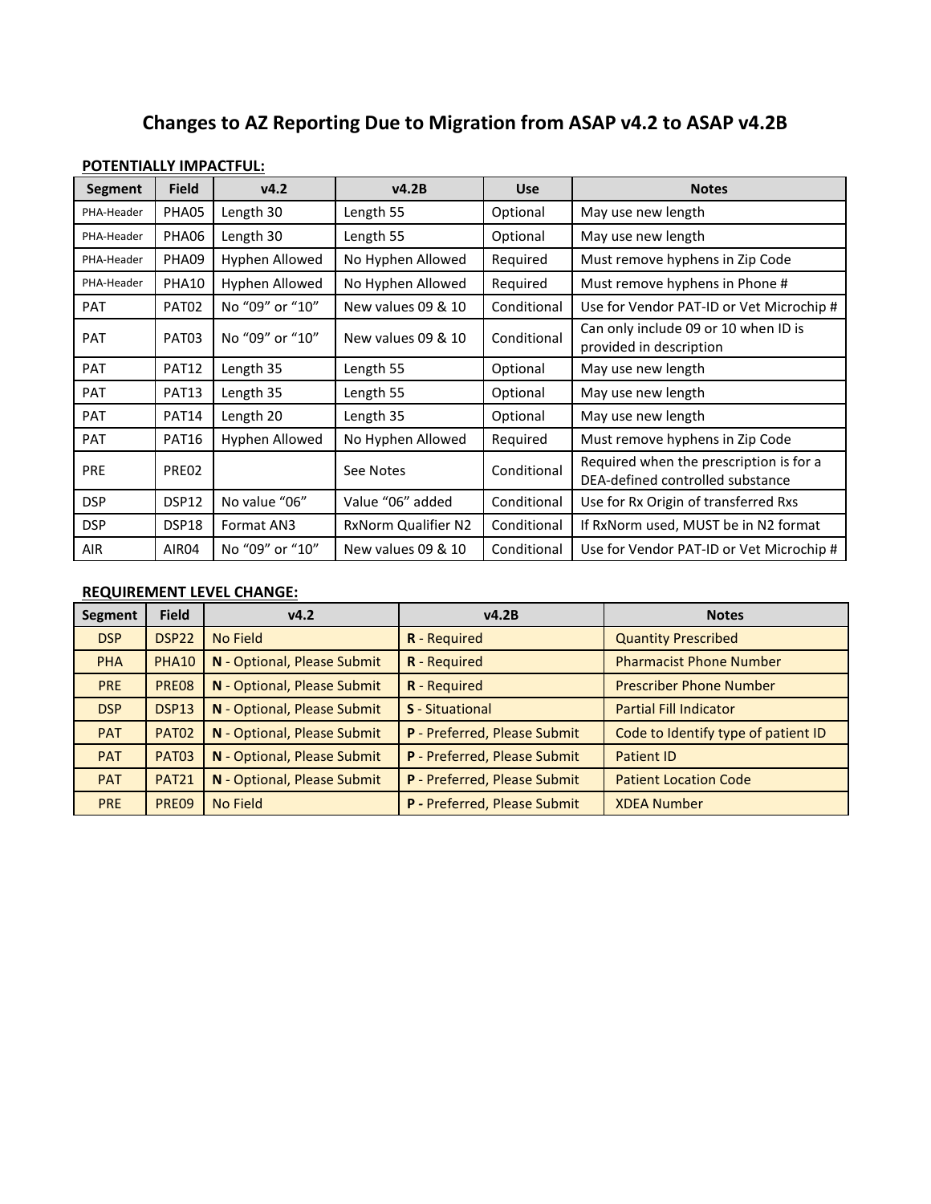# Changes to AZ Reporting Due to Migration from ASAP v4.2 to ASAP v4.2B

**POTENTIALLY IMPACTFUL:**

| Segment | Field | v4.2 | v4.2B | Use | Notes |
|---|---|---|---|---|---|
| PHA-Header | PHA05 | Length 30 | Length 55 | Optional | May use new length |
| PHA-Header | PHA06 | Length 30 | Length 55 | Optional | May use new length |
| PHA-Header | PHA09 | Hyphen Allowed | No Hyphen Allowed | Required | Must remove hyphens in Zip Code |
| PHA-Header | PHA10 | Hyphen Allowed | No Hyphen Allowed | Required | Must remove hyphens in Phone # |
| PAT | PAT02 | No "09" or "10" | New values 09 & 10 | Conditional | Use for Vendor PAT-ID or Vet Microchip # |
| PAT | PAT03 | No "09" or "10" | New values 09 & 10 | Conditional | Can only include 09 or 10 when ID is provided in description |
| PAT | PAT12 | Length 35 | Length 55 | Optional | May use new length |
| PAT | PAT13 | Length 35 | Length 55 | Optional | May use new length |
| PAT | PAT14 | Length 20 | Length 35 | Optional | May use new length |
| PAT | PAT16 | Hyphen Allowed | No Hyphen Allowed | Required | Must remove hyphens in Zip Code |
| PRE | PRE02 | | See Notes | Conditional | Required when the prescription is for a DEA-defined controlled substance |
| DSP | DSP12 | No value "06" | Value "06" added | Conditional | Use for Rx Origin of transferred Rxs |
| DSP | DSP18 | Format AN3 | RxNorm Qualifier N2 | Conditional | If RxNorm used, MUST be in N2 format |
| AIR | AIR04 | No "09" or "10" | New values 09 & 10 | Conditional | Use for Vendor PAT-ID or Vet Microchip # |

**REQUIREMENT LEVEL CHANGE:**

| Segment | Field | v4.2 | v4.2B | Notes |
|---|---|---|---|---|
| DSP | DSP22 | No Field | **R** - Required | Quantity Prescribed |
| PHA | PHA10 | **N** - Optional, Please Submit | **R** - Required | Pharmacist Phone Number |
| PRE | PRE08 | **N** - Optional, Please Submit | **R** - Required | Prescriber Phone Number |
| DSP | DSP13 | **N** - Optional, Please Submit | **S** - Situational | Partial Fill Indicator |
| PAT | PAT02 | **N** - Optional, Please Submit | **P** - Preferred, Please Submit | Code to Identify type of patient ID |
| PAT | PAT03 | **N** - Optional, Please Submit | **P** - Preferred, Please Submit | Patient ID |
| PAT | PAT21 | **N** - Optional, Please Submit | **P** - Preferred, Please Submit | Patient Location Code |
| PRE | PRE09 | No Field | **P -** Preferred, Please Submit | XDEA Number |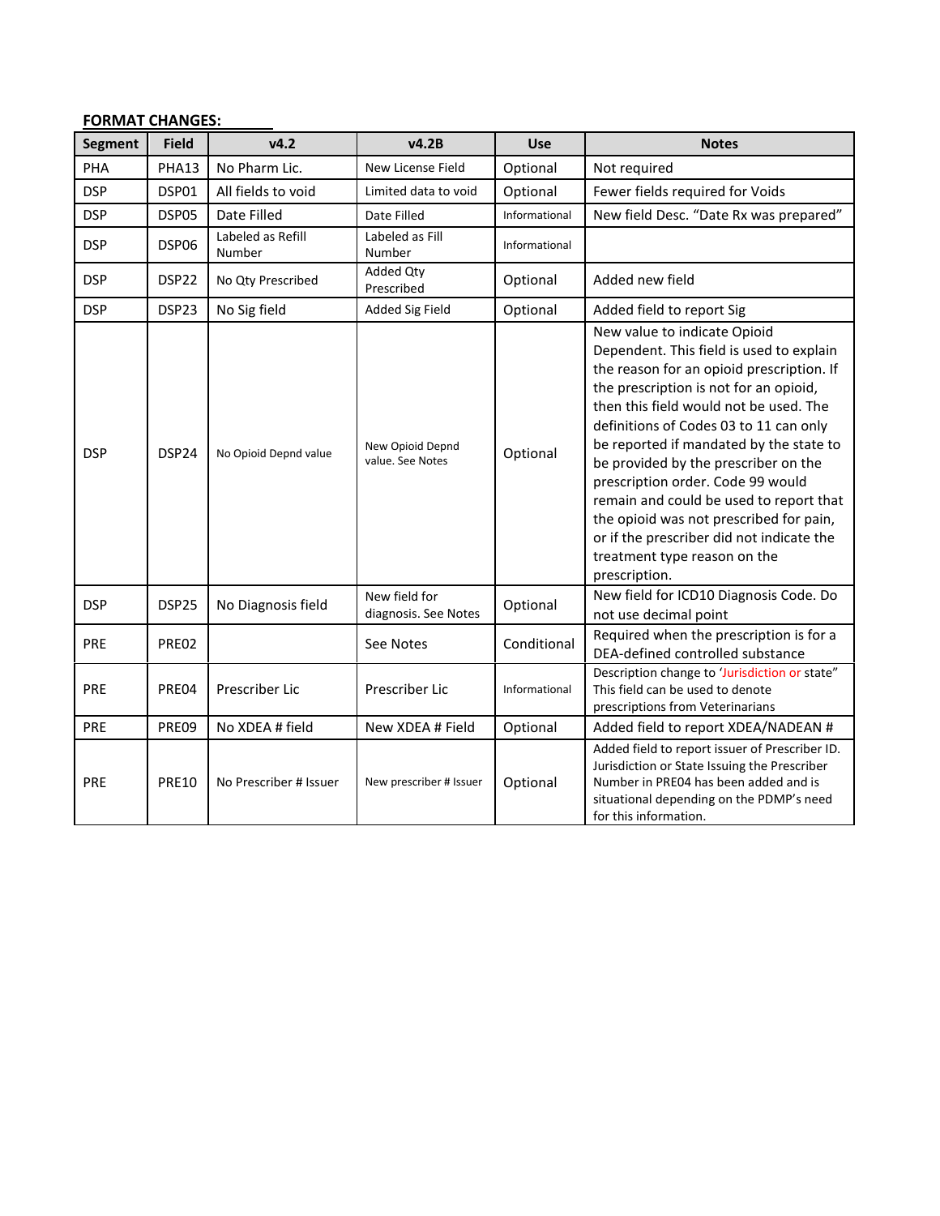**FORMAT CHANGES:**

| Segment | Field | v4.2 | v4.2B | Use | Notes |
|---|---|---|---|---|---|
| PHA | PHA13 | No Pharm Lic. | New License Field | Optional | Not required |
| DSP | DSP01 | All fields to void | Limited data to void | Optional | Fewer fields required for Voids |
| DSP | DSP05 | Date Filled | Date Filled | Informational | New field Desc. "Date Rx was prepared" |
| DSP | DSP06 | Labeled as Refill Number | Labeled as Fill Number | Informational | |
| DSP | DSP22 | No Qty Prescribed | Added Qty Prescribed | Optional | Added new field |
| DSP | DSP23 | No Sig field | Added Sig Field | Optional | Added field to report Sig |
| DSP | DSP24 | No Opioid Depnd value | New Opioid Depnd value. See Notes | Optional | New value to indicate Opioid Dependent. This field is used to explain the reason for an opioid prescription. If the prescription is not for an opioid, then this field would not be used. The definitions of Codes 03 to 11 can only be reported if mandated by the state to be provided by the prescriber on the prescription order. Code 99 would remain and could be used to report that the opioid was not prescribed for pain, or if the prescriber did not indicate the treatment type reason on the prescription. |
| DSP | DSP25 | No Diagnosis field | New field for diagnosis. See Notes | Optional | New field for ICD10 Diagnosis Code. Do not use decimal point |
| PRE | PRE02 | | See Notes | Conditional | Required when the prescription is for a DEA-defined controlled substance |
| PRE | PRE04 | Prescriber Lic | Prescriber Lic | Informational | Description change to 'Jurisdiction or state" This field can be used to denote prescriptions from Veterinarians |
| PRE | PRE09 | No XDEA # field | New XDEA # Field | Optional | Added field to report XDEA/NADEAN # |
| PRE | PRE10 | No Prescriber # Issuer | New prescriber # Issuer | Optional | Added field to report issuer of Prescriber ID. Jurisdiction or State Issuing the Prescriber Number in PRE04 has been added and is situational depending on the PDMP's need for this information. |